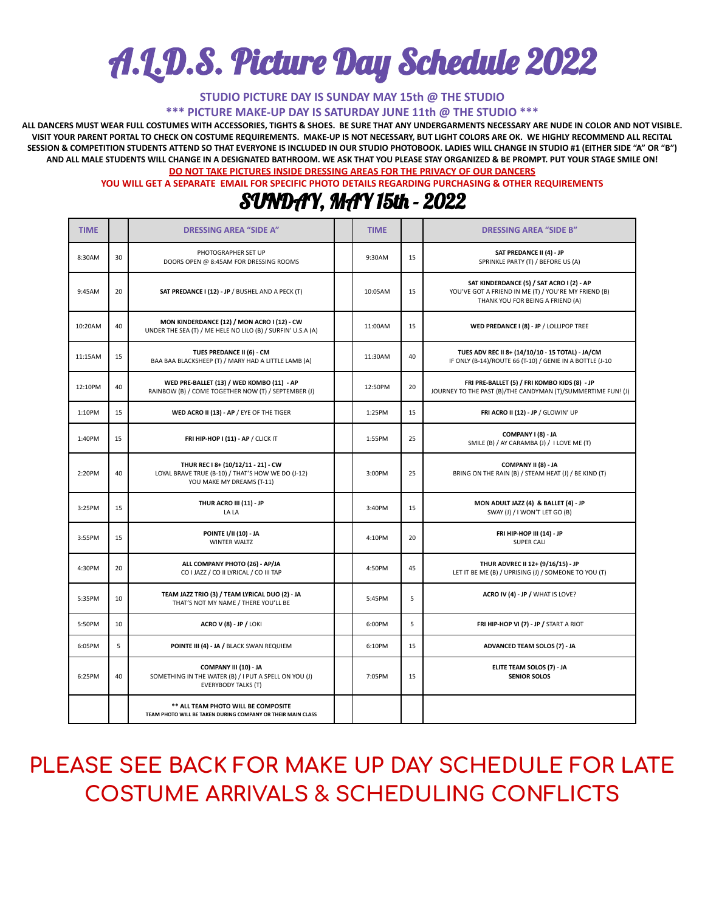# A.L.D.S. Picture Day Schedule 2022

**STUDIO PICTURE DAY IS SUNDAY MAY 15th @ THE STUDIO**

**\*\*\* PICTURE MAKE-UP DAY IS SATURDAY JUNE 11th @ THE STUDIO \*\*\***

**ALL DANCERS MUST WEAR FULL COSTUMES WITH ACCESSORIES, TIGHTS & SHOES. BE SURE THAT ANY UNDERGARMENTS NECESSARY ARE NUDE IN COLOR AND NOT VISIBLE. VISIT YOUR PARENT PORTAL TO CHECK ON COSTUME REQUIREMENTS. MAKE-UP IS NOT NECESSARY, BUT LIGHT COLORS ARE OK. WE HIGHLY RECOMMEND ALL RECITAL SESSION & COMPETITION STUDENTS ATTEND SO THAT EVERYONE IS INCLUDED IN OUR STUDIO PHOTOBOOK. LADIES WILL CHANGE IN STUDIO #1 (EITHER SIDE "A" OR "B") AND ALL MALE STUDENTS WILL CHANGE IN A DESIGNATED BATHROOM. WE ASK THAT YOU PLEASE STAY ORGANIZED & BE PROMPT. PUT YOUR STAGE SMILE ON!**

**DO NOT TAKE PICTURES INSIDE DRESSING AREAS FOR THE PRIVACY OF OUR DANCERS**

**YOU WILL GET A SEPARATE EMAIL FOR SPECIFIC PHOTO DETAILS REGARDING PURCHASING & OTHER REQUIREMENTS**

## SUNDAY, MAY 15th - 2022

| TIME | | DRESSING AREA "SIDE A" | | TIME | | DRESSING AREA "SIDE B" |
|---|---|---|---|---|---|---|
| 8:30AM | 30 | PHOTOGRAPHER SET UP<br>DOORS OPEN @ 8:45AM FOR DRESSING ROOMS | | 9:30AM | 15 | **SAT PREDANCE II (4) - JP**<br>SPRINKLE PARTY (T) / BEFORE US (A) |
| 9:45AM | 20 | **SAT PREDANCE I (12) - JP** / BUSHEL AND A PECK (T) | | 10:05AM | 15 | **SAT KINDERDANCE (5) / SAT ACRO I (2) - AP**<br>YOU'VE GOT A FRIEND IN ME (T) / YOU'RE MY FRIEND (B)<br>THANK YOU FOR BEING A FRIEND (A) |
| 10:20AM | 40 | **MON KINDERDANCE (12) / MON ACRO I (12) - CW**<br>UNDER THE SEA (T) / ME HELE NO LILO (B) / SURFIN' U.S.A (A) | | 11:00AM | 15 | **WED PREDANCE I (8) - JP** / LOLLIPOP TREE |
| 11:15AM | 15 | **TUES PREDANCE II (6) - CM**<br>BAA BAA BLACKSHEEP (T) / MARY HAD A LITTLE LAMB (A) | | 11:30AM | 40 | **TUES ADV REC II 8+ (14/10/10 - 15 TOTAL) - JA/CM**<br>IF ONLY (B-14)/ROUTE 66 (T-10) / GENIE IN A BOTTLE (J-10 |
| 12:10PM | 40 | **WED PRE-BALLET (13) / WED KOMBO (11) - AP**<br>RAINBOW (B) / COME TOGETHER NOW (T) / SEPTEMBER (J) | | 12:50PM | 20 | **FRI PRE-BALLET (5) / FRI KOMBO KIDS (8) - JP**<br>JOURNEY TO THE PAST (B)/THE CANDYMAN (T)/SUMMERTIME FUN! (J) |
| 1:10PM | 15 | **WED ACRO II (13) - AP** / EYE OF THE TIGER | | 1:25PM | 15 | **FRI ACRO II (12) - JP** / GLOWIN' UP |
| 1:40PM | 15 | **FRI HIP-HOP I (11) - AP** / CLICK IT | | 1:55PM | 25 | **COMPANY I (8) - JA**<br>SMILE (B) / AY CARAMBA (J) / I LOVE ME (T) |
| 2:20PM | 40 | **THUR REC I 8+ (10/12/11 - 21) - CW**<br>LOYAL BRAVE TRUE (B-10) / THAT'S HOW WE DO (J-12)<br>YOU MAKE MY DREAMS (T-11) | | 3:00PM | 25 | **COMPANY II (8) - JA**<br>BRING ON THE RAIN (B) / STEAM HEAT (J) / BE KIND (T) |
| 3:25PM | 15 | **THUR ACRO III (11) - JP**<br>LA LA | | 3:40PM | 15 | **MON ADULT JAZZ (4) & BALLET (4) - JP**<br>SWAY (J) / I WON'T LET GO (B) |
| 3:55PM | 15 | **POINTE I/II (10) - JA**<br>WINTER WALTZ | | 4:10PM | 20 | **FRI HIP-HOP III (14) - JP**<br>SUPER CALI |
| 4:30PM | 20 | **ALL COMPANY PHOTO (26) - AP/JA**<br>CO I JAZZ / CO II LYRICAL / CO III TAP | | 4:50PM | 45 | **THUR ADVREC II 12+ (9/16/15) - JP**<br>LET IT BE ME (B) / UPRISING (J) / SOMEONE TO YOU (T) |
| 5:35PM | 10 | **TEAM JAZZ TRIO (3) / TEAM LYRICAL DUO (2) - JA**<br>THAT'S NOT MY NAME / THERE YOU'LL BE | | 5:45PM | 5 | **ACRO IV (4) - JP /** WHAT IS LOVE? |
| 5:50PM | 10 | **ACRO V (8) - JP /** LOKI | | 6:00PM | 5 | **FRI HIP-HOP VI (7) - JP /** START A RIOT |
| 6:05PM | 5 | **POINTE III (4) - JA /** BLACK SWAN REQUIEM | | 6:10PM | 15 | **ADVANCED TEAM SOLOS (7) - JA** |
| 6:25PM | 40 | **COMPANY III (10) - JA**<br>SOMETHING IN THE WATER (B) / I PUT A SPELL ON YOU (J)<br>EVERYBODY TALKS (T) | | 7:05PM | 15 | **ELITE TEAM SOLOS (7) - JA**<br>**SENIOR SOLOS** |
| | | **\*\* ALL TEAM PHOTO WILL BE COMPOSITE**<br>**TEAM PHOTO WILL BE TAKEN DURING COMPANY OR THEIR MAIN CLASS** | | | | |

## PLEASE SEE BACK FOR MAKE UP DAY SCHEDULE FOR LATE COSTUME ARRIVALS & SCHEDULING CONFLICTS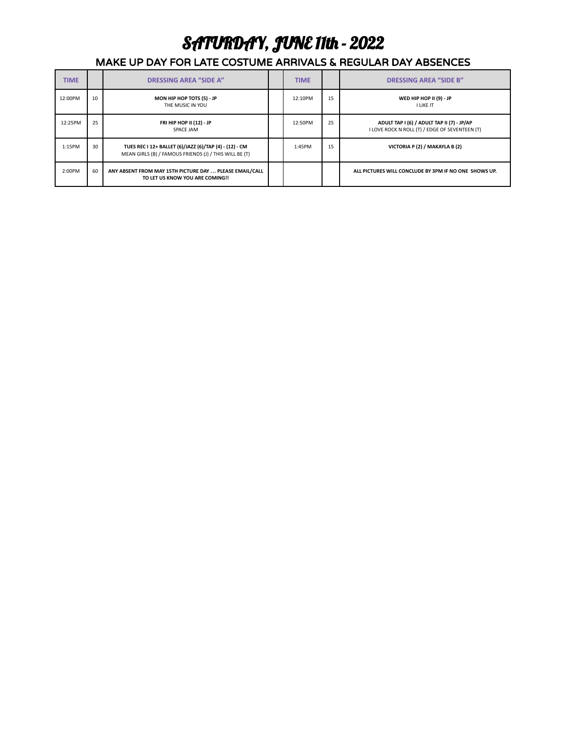# SATURDAY, JUNE 11th - 2022

## MAKE UP DAY FOR LATE COSTUME ARRIVALS & REGULAR DAY ABSENCES

| TIME | | DRESSING AREA "SIDE A" | | TIME | | DRESSING AREA "SIDE B" |
|---|---|---|---|---|---|---|
| 12:00PM | 10 | **MON HIP HOP TOTS (5) - JP**<br>THE MUSIC IN YOU | | 12:10PM | 15 | **WED HIP HOP II (9) - JP**<br>I LIKE IT |
| 12:25PM | 25 | **FRI HIP HOP II (12) - JP**<br>SPACE JAM | | 12:50PM | 25 | **ADULT TAP I (6) / ADULT TAP II (7) - JP/AP**<br>I LOVE ROCK N ROLL (T) / EDGE OF SEVENTEEN (T) |
| 1:15PM | 30 | **TUES REC I 12+ BALLET (6)/JAZZ (6)/TAP (4) - (12) - CM**<br>MEAN GIRLS (B) / FAMOUS FRIENDS (J) / THIS WILL BE (T) | | 1:45PM | 15 | **VICTORIA P (2) / MAKAYLA B (2)** |
| 2:00PM | 60 | **ANY ABSENT FROM MAY 15TH PICTURE DAY … PLEASE EMAIL/CALL TO LET US KNOW YOU ARE COMING!!** | | | | **ALL PICTURES WILL CONCLUDE BY 3PM IF NO ONE SHOWS UP.** |